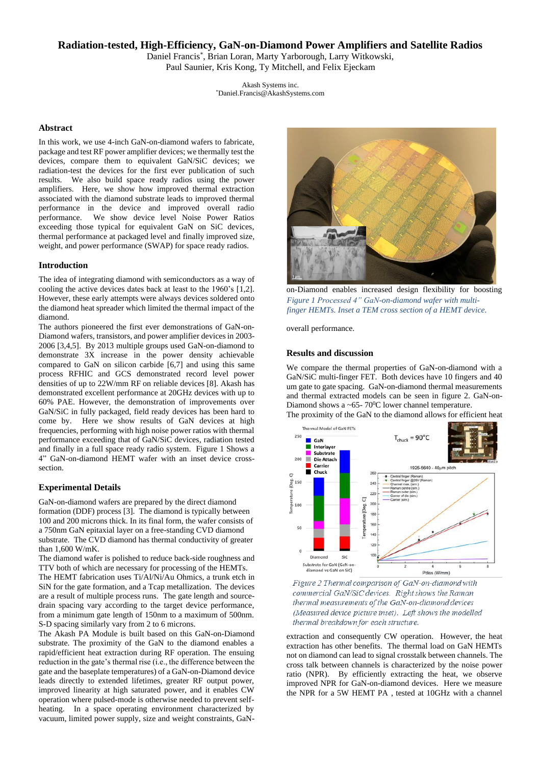# Radiation-tested, High-Efficiency, GaN-on-Diamond Power Amplifiers and Satellite Radios

Daniel Francis*, Brian Loran, Marty Yarborough, Larry Witkowski, Paul Saunier, Kris Kong, Ty Mitchell, and Felix Ejeckam

Akash Systems inc.
*Daniel.Francis@AkashSystems.com

## Abstract

In this work, we use 4-inch GaN-on-diamond wafers to fabricate, package and test RF power amplifier devices; we thermally test the devices, compare them to equivalent GaN/SiC devices; we radiation-test the devices for the first ever publication of such results. We also build space ready radios using the power amplifiers. Here, we show how improved thermal extraction associated with the diamond substrate leads to improved thermal performance in the device and improved overall radio performance. We show device level Noise Power Ratios exceeding those typical for equivalent GaN on SiC devices, thermal performance at packaged level and finally improved size, weight, and power performance (SWAP) for space ready radios.

## Introduction

The idea of integrating diamond with semiconductors as a way of cooling the active devices dates back at least to the 1960's [1,2]. However, these early attempts were always devices soldered onto the diamond heat spreader which limited the thermal impact of the diamond.

The authors pioneered the first ever demonstrations of GaN-on-Diamond wafers, transistors, and power amplifier devices in 2003-2006 [3,4,5]. By 2013 multiple groups used GaN-on-diamond to demonstrate 3X increase in the power density achievable compared to GaN on silicon carbide [6,7] and using this same process RFHIC and GCS demonstrated record level power densities of up to 22W/mm RF on reliable devices [8]. Akash has demonstrated excellent performance at 20GHz devices with up to 60% PAE. However, the demonstration of improvements over GaN/SiC in fully packaged, field ready devices has been hard to come by. Here we show results of GaN devices at high frequencies, performing with high noise power ratios with thermal performance exceeding that of GaN/SiC devices, radiation tested and finally in a full space ready radio system. Figure 1 Shows a 4" GaN-on-diamond HEMT wafer with an inset device cross-section.

## Experimental Details

GaN-on-diamond wafers are prepared by the direct diamond formation (DDF) process [3]. The diamond is typically between 100 and 200 microns thick. In its final form, the wafer consists of a 750nm GaN epitaxial layer on a free-standing CVD diamond substrate. The CVD diamond has thermal conductivity of greater than 1,600 W/mK.

The diamond wafer is polished to reduce back-side roughness and TTV both of which are necessary for processing of the HEMTs.

The HEMT fabrication uses Ti/Al/Ni/Au Ohmics, a trunk etch in SiN for the gate formation, and a Tcap metallization. The devices are a result of multiple process runs. The gate length and source-drain spacing vary according to the target device performance, from a minimum gate length of 150nm to a maximum of 500nm. S-D spacing similarly vary from 2 to 6 microns.

The Akash PA Module is built based on this GaN-on-Diamond substrate. The proximity of the GaN to the diamond enables a rapid/efficient heat extraction during RF operation. The ensuing reduction in the gate's thermal rise (i.e., the difference between the gate and the baseplate temperatures) of a GaN-on-Diamond device leads directly to extended lifetimes, greater RF output power, improved linearity at high saturated power, and it enables CW operation where pulsed-mode is otherwise needed to prevent self-heating. In a space operating environment characterized by vacuum, limited power supply, size and weight constraints, GaN-on-Diamond enables increased design flexibility for boosting overall performance.

Figure 1 Processed 4" GaN-on-diamond wafer with multi-finger HEMTs. Inset a TEM cross section of a HEMT device.

## Results and discussion

We compare the thermal properties of GaN-on-diamond with a GaN/SiC multi-finger FET. Both devices have 10 fingers and 40 um gate to gate spacing. GaN-on-diamond thermal measurements and thermal extracted models can be seen in figure 2. GaN-on-Diamond shows a ~65- 70$^0$C lower channel temperature.

The proximity of the GaN to the diamond allows for efficient heat extraction and consequently CW operation. However, the heat extraction has other benefits. The thermal load on GaN HEMTs not on diamond can lead to signal crosstalk between channels. The cross talk between channels is characterized by the noise power ratio (NPR). By efficiently extracting the heat, we observe improved NPR for GaN-on-diamond devices. Here we measure the NPR for a 5W HEMT PA , tested at 10GHz with a channel

Figure 2 Thermal comparison of GaN-on-diamond with commercial GaN/SiC devices. Right shows the Raman thermal measurements of the GaN-on-diamond devices (Measured device picture inset). Left shows the modelled thermal breakdown for each structure.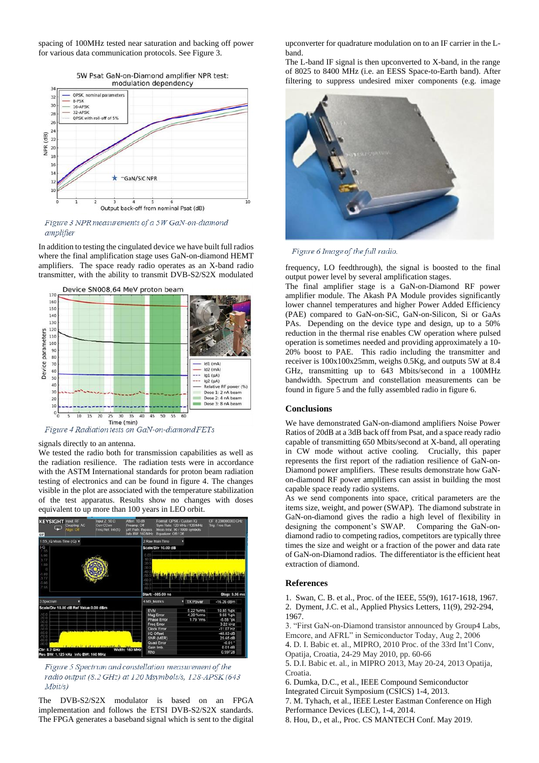spacing of 100MHz tested near saturation and backing off power for various data communication protocols. See Figure 3.

*Figure 3 NPR measurements of a 5 W GaN-on-diamond amplifier*

In addition to testing the cingulated device we have built full radios where the final amplification stage uses GaN-on-diamond HEMT amplifiers. The space ready radio operates as an X-band radio transmitter, with the ability to transmit DVB-S2/S2X modulated signals directly to an antenna.

*Figure 4 Radiation tests on GaN-on-diamond FETs*

We tested the radio both for transmission capabilities as well as the radiation resilience. The radiation tests were in accordance with the ASTM International standards for proton beam radiation testing of electronics and can be found in figure 4. The changes visible in the plot are associated with the temperature stabilization of the test apparatus. Results show no changes with doses equivalent to up more than 100 years in LEO orbit.

*Figure 5 Spectrum and constellation measurement of the radio output (8.2 GHz) at 120 Msymbols/s, 128-APSK (643 Mbit/s)*

The DVB-S2/S2X modulator is based on an FPGA implementation and follows the ETSI DVB-S2/S2X standards. The FPGA generates a baseband signal which is sent to the digital upconverter for quadrature modulation on to an IF carrier in the L-band.

The L-band IF signal is then upconverted to X-band, in the range of 8025 to 8400 MHz (i.e. an EESS Space-to-Earth band). After filtering to suppress undesired mixer components (e.g. image frequency, LO feedthrough), the signal is boosted to the final output power level by several amplification stages.

*Figure 6 Image of the full radio.*

The final amplifier stage is a GaN-on-Diamond RF power amplifier module. The Akash PA Module provides significantly lower channel temperatures and higher Power Added Efficiency (PAE) compared to GaN-on-SiC, GaN-on-Silicon, Si or GaAs PAs. Depending on the device type and design, up to a 50% reduction in the thermal rise enables CW operation where pulsed operation is sometimes needed and providing approximately a 10-20% boost to PAE. This radio including the transmitter and receiver is 100x100x25mm, weighs 0.5Kg, and outputs 5W at 8.4 GHz, transmitting up to 643 Mbits/second in a 100MHz bandwidth. Spectrum and constellation measurements can be found in figure 5 and the fully assembled radio in figure 6.

## Conclusions

We have demonstrated GaN-on-diamond amplifiers Noise Power Ratios of 20dB at a 3dB back off from Psat, and a space ready radio capable of transmitting 650 Mbits/second at X-band, all operating in CW mode without active cooling. Crucially, this paper represents the first report of the radiation resilience of GaN-on-Diamond power amplifiers. These results demonstrate how GaN-on-diamond RF power amplifiers can assist in building the most capable space ready radio systems.

As we send components into space, critical parameters are the items size, weight, and power (SWAP). The diamond substrate in GaN-on-diamond gives the radio a high level of flexibility in designing the component's SWAP. Comparing the GaN-on-diamond radio to competing radios, competitors are typically three times the size and weight or a fraction of the power and data rate of GaN-on-Diamond radios. The differentiator is the efficient heat extraction of diamond.

## References

1. Swan, C. B. et al., Proc. of the IEEE, 55(9), 1617-1618, 1967.
2. Dyment, J.C. et al., Applied Physics Letters, 11(9), 292-294, 1967.
3. "First GaN-on-Diamond transistor announced by Group4 Labs, Emcore, and AFRL" in Semiconductor Today, Aug 2, 2006
4. D. I. Babic et. al., MIPRO, 2010 Proc. of the 33rd Int'l Conv, Opatija, Croatia, 24-29 May 2010, pp. 60-66
5. D.I. Babic et. al., in MIPRO 2013, May 20-24, 2013 Opatija, Croatia.
6. Dumka, D.C., et al., IEEE Compound Semiconductor Integrated Circuit Symposium (CSICS) 1-4, 2013.
7. M. Tyhach, et al., IEEE Lester Eastman Conference on High Performance Devices (LEC), 1-4, 2014.
8. Hou, D., et al., Proc. CS MANTECH Conf. May 2019.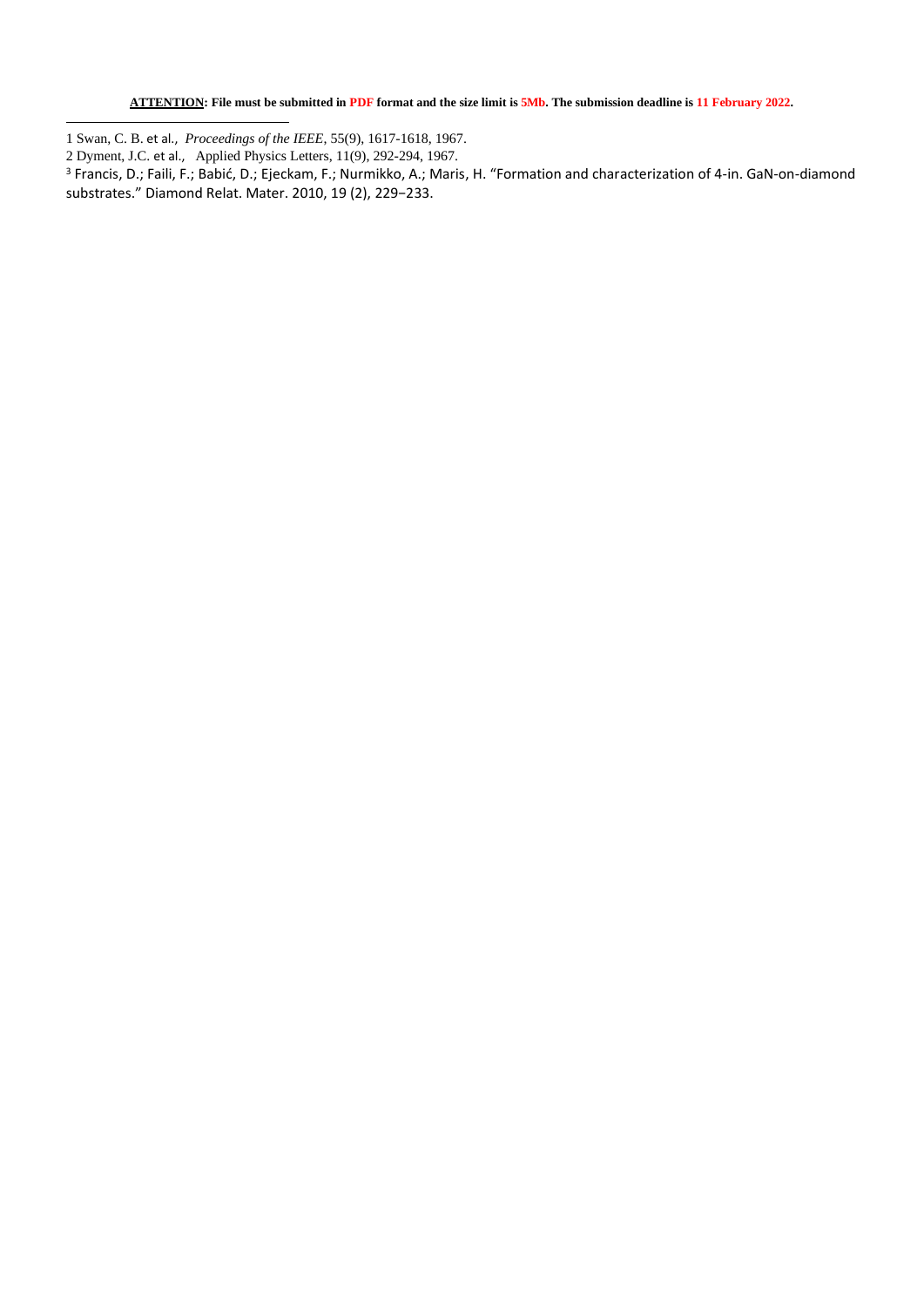**ATTENTION: File must be submitted in PDF format and the size limit is 5Mb. The submission deadline is 11 February 2022.**

---

1 Swan, C. B. et al., *Proceedings of the IEEE*, 55(9), 1617-1618, 1967.

2 Dyment, J.C. et al., Applied Physics Letters, 11(9), 292-294, 1967.

[3] Francis, D.; Faili, F.; Babić, D.; Ejeckam, F.; Nurmikko, A.; Maris, H. "Formation and characterization of 4-in. GaN-on-diamond substrates." Diamond Relat. Mater. 2010, 19 (2), 229−233.